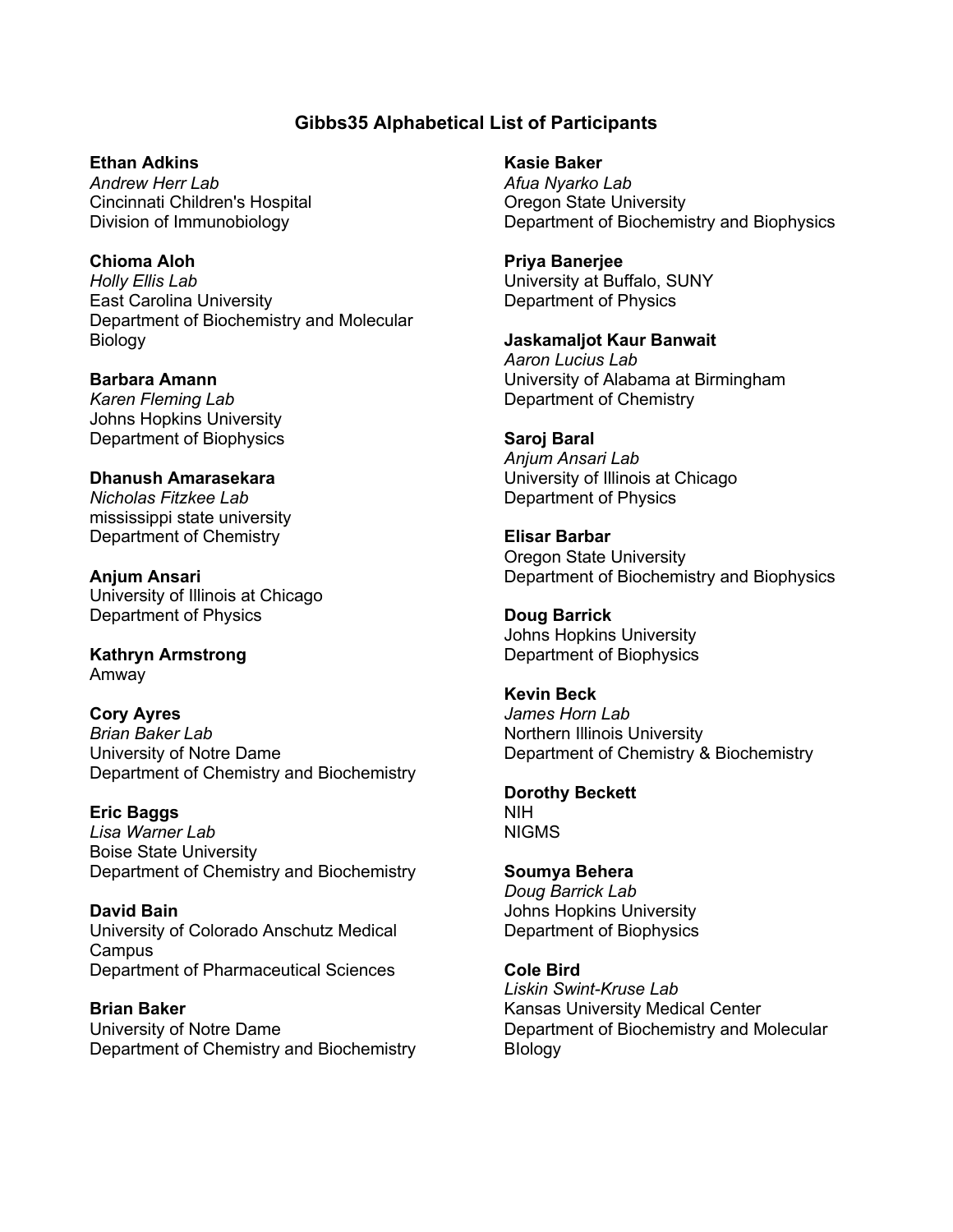## Gibbs35 Alphabetical List of Participants

**Ethan Adkins**
*Andrew Herr Lab*
Cincinnati Children's Hospital
Division of Immunobiology

**Chioma Aloh**
*Holly Ellis Lab*
East Carolina University
Department of Biochemistry and Molecular Biology

**Barbara Amann**
*Karen Fleming Lab*
Johns Hopkins University
Department of Biophysics

**Dhanush Amarasekara**
*Nicholas Fitzkee Lab*
mississippi state university
Department of Chemistry

**Anjum Ansari**
University of Illinois at Chicago
Department of Physics

**Kathryn Armstrong**
Amway

**Cory Ayres**
*Brian Baker Lab*
University of Notre Dame
Department of Chemistry and Biochemistry

**Eric Baggs**
*Lisa Warner Lab*
Boise State University
Department of Chemistry and Biochemistry

**David Bain**
University of Colorado Anschutz Medical Campus
Department of Pharmaceutical Sciences

**Brian Baker**
University of Notre Dame
Department of Chemistry and Biochemistry

**Kasie Baker**
*Afua Nyarko Lab*
Oregon State University
Department of Biochemistry and Biophysics

**Priya Banerjee**
University at Buffalo, SUNY
Department of Physics

**Jaskamaljot Kaur Banwait**
*Aaron Lucius Lab*
University of Alabama at Birmingham
Department of Chemistry

**Saroj Baral**
*Anjum Ansari Lab*
University of Illinois at Chicago
Department of Physics

**Elisar Barbar**
Oregon State University
Department of Biochemistry and Biophysics

**Doug Barrick**
Johns Hopkins University
Department of Biophysics

**Kevin Beck**
*James Horn Lab*
Northern Illinois University
Department of Chemistry & Biochemistry

**Dorothy Beckett**
NIH
NIGMS

**Soumya Behera**
*Doug Barrick Lab*
Johns Hopkins University
Department of Biophysics

**Cole Bird**
*Liskin Swint-Kruse Lab*
Kansas University Medical Center
Department of Biochemistry and Molecular BIology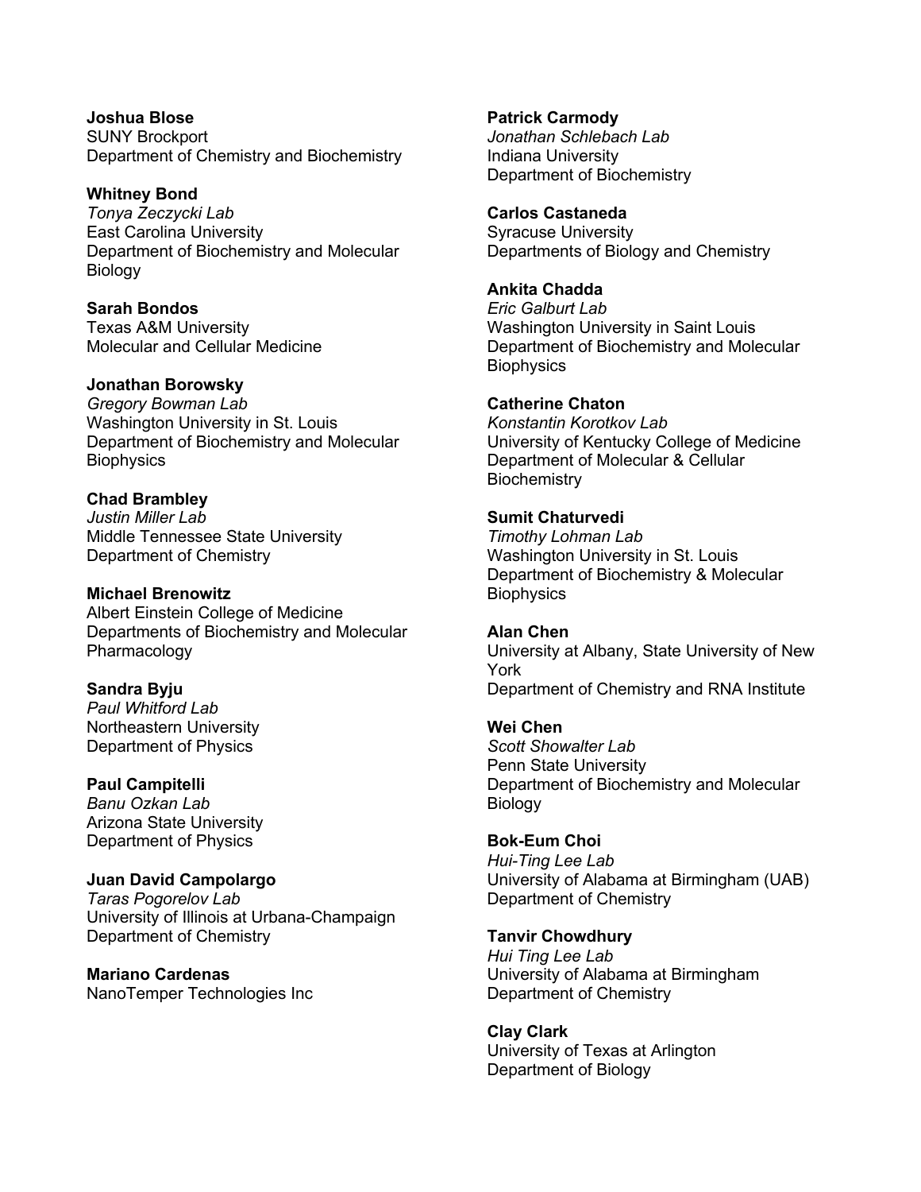**Joshua Blose**
SUNY Brockport
Department of Chemistry and Biochemistry

**Whitney Bond**
*Tonya Zeczycki Lab*
East Carolina University
Department of Biochemistry and Molecular Biology

**Sarah Bondos**
Texas A&M University
Molecular and Cellular Medicine

**Jonathan Borowsky**
*Gregory Bowman Lab*
Washington University in St. Louis
Department of Biochemistry and Molecular Biophysics

**Chad Brambley**
*Justin Miller Lab*
Middle Tennessee State University
Department of Chemistry

**Michael Brenowitz**
Albert Einstein College of Medicine
Departments of Biochemistry and Molecular Pharmacology

**Sandra Byju**
*Paul Whitford Lab*
Northeastern University
Department of Physics

**Paul Campitelli**
*Banu Ozkan Lab*
Arizona State University
Department of Physics

**Juan David Campolargo**
*Taras Pogorelov Lab*
University of Illinois at Urbana-Champaign
Department of Chemistry

**Mariano Cardenas**
NanoTemper Technologies Inc

**Patrick Carmody**
*Jonathan Schlebach Lab*
Indiana University
Department of Biochemistry

**Carlos Castaneda**
Syracuse University
Departments of Biology and Chemistry

**Ankita Chadda**
*Eric Galburt Lab*
Washington University in Saint Louis
Department of Biochemistry and Molecular Biophysics

**Catherine Chaton**
*Konstantin Korotkov Lab*
University of Kentucky College of Medicine
Department of Molecular & Cellular Biochemistry

**Sumit Chaturvedi**
*Timothy Lohman Lab*
Washington University in St. Louis
Department of Biochemistry & Molecular Biophysics

**Alan Chen**
University at Albany, State University of New York
Department of Chemistry and RNA Institute

**Wei Chen**
*Scott Showalter Lab*
Penn State University
Department of Biochemistry and Molecular Biology

**Bok-Eum Choi**
*Hui-Ting Lee Lab*
University of Alabama at Birmingham (UAB)
Department of Chemistry

**Tanvir Chowdhury**
*Hui Ting Lee Lab*
University of Alabama at Birmingham
Department of Chemistry

**Clay Clark**
University of Texas at Arlington
Department of Biology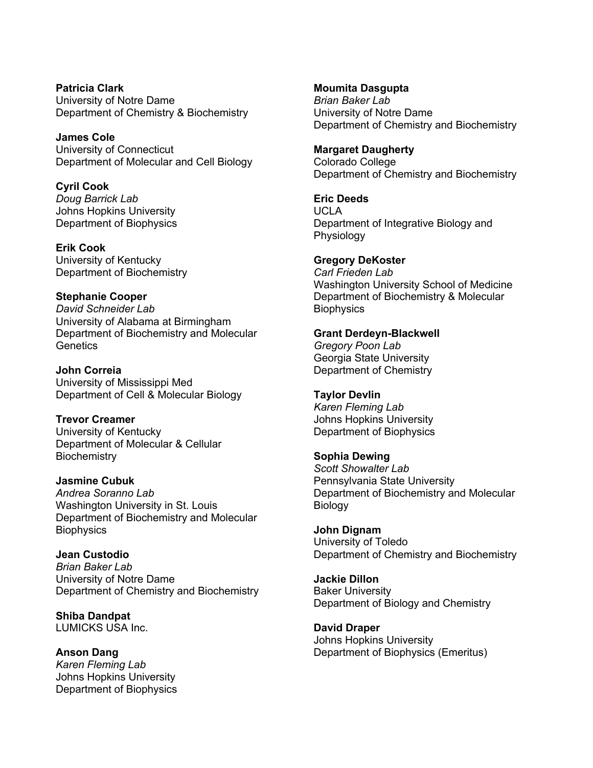**Patricia Clark**
University of Notre Dame
Department of Chemistry & Biochemistry

**James Cole**
University of Connecticut
Department of Molecular and Cell Biology

**Cyril Cook**
*Doug Barrick Lab*
Johns Hopkins University
Department of Biophysics

**Erik Cook**
University of Kentucky
Department of Biochemistry

**Stephanie Cooper**
*David Schneider Lab*
University of Alabama at Birmingham
Department of Biochemistry and Molecular Genetics

**John Correia**
University of Mississippi Med
Department of Cell & Molecular Biology

**Trevor Creamer**
University of Kentucky
Department of Molecular & Cellular Biochemistry

**Jasmine Cubuk**
*Andrea Soranno Lab*
Washington University in St. Louis
Department of Biochemistry and Molecular Biophysics

**Jean Custodio**
*Brian Baker Lab*
University of Notre Dame
Department of Chemistry and Biochemistry

**Shiba Dandpat**
LUMICKS USA Inc.

**Anson Dang**
*Karen Fleming Lab*
Johns Hopkins University
Department of Biophysics

**Moumita Dasgupta**
*Brian Baker Lab*
University of Notre Dame
Department of Chemistry and Biochemistry

**Margaret Daugherty**
Colorado College
Department of Chemistry and Biochemistry

**Eric Deeds**
UCLA
Department of Integrative Biology and Physiology

**Gregory DeKoster**
*Carl Frieden Lab*
Washington University School of Medicine
Department of Biochemistry & Molecular Biophysics

**Grant Derdeyn-Blackwell**
*Gregory Poon Lab*
Georgia State University
Department of Chemistry

**Taylor Devlin**
*Karen Fleming Lab*
Johns Hopkins University
Department of Biophysics

**Sophia Dewing**
*Scott Showalter Lab*
Pennsylvania State University
Department of Biochemistry and Molecular Biology

**John Dignam**
University of Toledo
Department of Chemistry and Biochemistry

**Jackie Dillon**
Baker University
Department of Biology and Chemistry

**David Draper**
Johns Hopkins University
Department of Biophysics (Emeritus)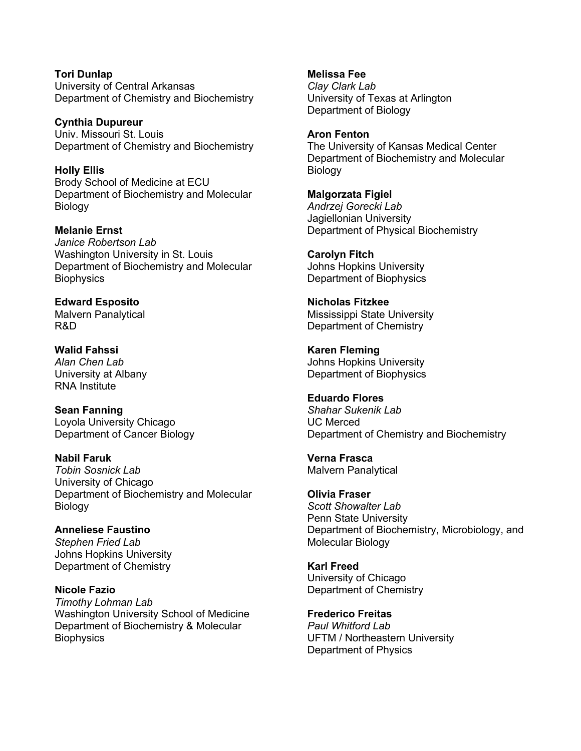**Tori Dunlap**
University of Central Arkansas
Department of Chemistry and Biochemistry

**Cynthia Dupureur**
Univ. Missouri St. Louis
Department of Chemistry and Biochemistry

**Holly Ellis**
Brody School of Medicine at ECU
Department of Biochemistry and Molecular Biology

**Melanie Ernst**
*Janice Robertson Lab*
Washington University in St. Louis
Department of Biochemistry and Molecular Biophysics

**Edward Esposito**
Malvern Panalytical
R&D

**Walid Fahssi**
*Alan Chen Lab*
University at Albany
RNA Institute

**Sean Fanning**
Loyola University Chicago
Department of Cancer Biology

**Nabil Faruk**
*Tobin Sosnick Lab*
University of Chicago
Department of Biochemistry and Molecular Biology

**Anneliese Faustino**
*Stephen Fried Lab*
Johns Hopkins University
Department of Chemistry

**Nicole Fazio**
*Timothy Lohman Lab*
Washington University School of Medicine
Department of Biochemistry & Molecular Biophysics

**Melissa Fee**
*Clay Clark Lab*
University of Texas at Arlington
Department of Biology

**Aron Fenton**
The University of Kansas Medical Center
Department of Biochemistry and Molecular Biology

**Malgorzata Figiel**
*Andrzej Gorecki Lab*
Jagiellonian University
Department of Physical Biochemistry

**Carolyn Fitch**
Johns Hopkins University
Department of Biophysics

**Nicholas Fitzkee**
Mississippi State University
Department of Chemistry

**Karen Fleming**
Johns Hopkins University
Department of Biophysics

**Eduardo Flores**
*Shahar Sukenik Lab*
UC Merced
Department of Chemistry and Biochemistry

**Verna Frasca**
Malvern Panalytical

**Olivia Fraser**
*Scott Showalter Lab*
Penn State University
Department of Biochemistry, Microbiology, and Molecular Biology

**Karl Freed**
University of Chicago
Department of Chemistry

**Frederico Freitas**
*Paul Whitford Lab*
UFTM / Northeastern University
Department of Physics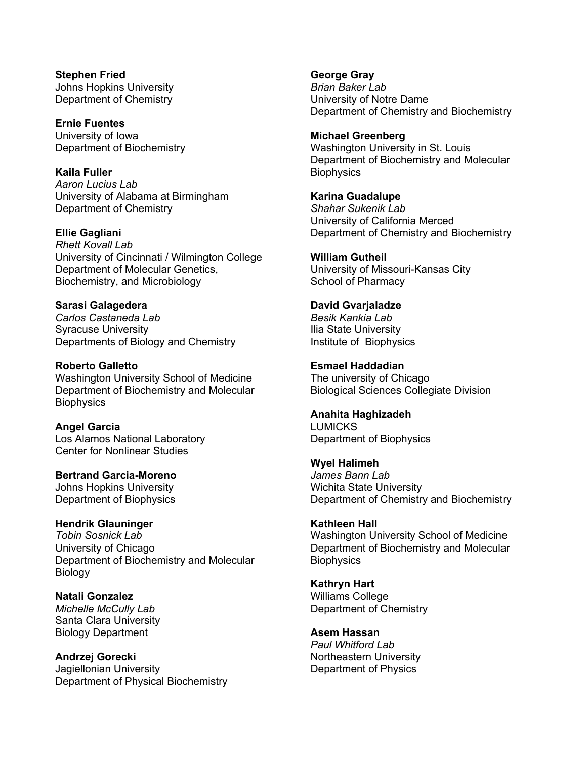**Stephen Fried**
Johns Hopkins University
Department of Chemistry

**Ernie Fuentes**
University of Iowa
Department of Biochemistry

**Kaila Fuller**
*Aaron Lucius Lab*
University of Alabama at Birmingham
Department of Chemistry

**Ellie Gagliani**
*Rhett Kovall Lab*
University of Cincinnati / Wilmington College
Department of Molecular Genetics, Biochemistry, and Microbiology

**Sarasi Galagedera**
*Carlos Castaneda Lab*
Syracuse University
Departments of Biology and Chemistry

**Roberto Galletto**
Washington University School of Medicine
Department of Biochemistry and Molecular Biophysics

**Angel Garcia**
Los Alamos National Laboratory
Center for Nonlinear Studies

**Bertrand Garcia-Moreno**
Johns Hopkins University
Department of Biophysics

**Hendrik Glauninger**
*Tobin Sosnick Lab*
University of Chicago
Department of Biochemistry and Molecular Biology

**Natali Gonzalez**
*Michelle McCully Lab*
Santa Clara University
Biology Department

**Andrzej Gorecki**
Jagiellonian University
Department of Physical Biochemistry

**George Gray**
*Brian Baker Lab*
University of Notre Dame
Department of Chemistry and Biochemistry

**Michael Greenberg**
Washington University in St. Louis
Department of Biochemistry and Molecular Biophysics

**Karina Guadalupe**
*Shahar Sukenik Lab*
University of California Merced
Department of Chemistry and Biochemistry

**William Gutheil**
University of Missouri-Kansas City
School of Pharmacy

**David Gvarjaladze**
*Besik Kankia Lab*
Ilia State University
Institute of Biophysics

**Esmael Haddadian**
The university of Chicago
Biological Sciences Collegiate Division

**Anahita Haghizadeh**
LUMICKS
Department of Biophysics

**Wyel Halimeh**
*James Bann Lab*
Wichita State University
Department of Chemistry and Biochemistry

**Kathleen Hall**
Washington University School of Medicine
Department of Biochemistry and Molecular Biophysics

**Kathryn Hart**
Williams College
Department of Chemistry

**Asem Hassan**
*Paul Whitford Lab*
Northeastern University
Department of Physics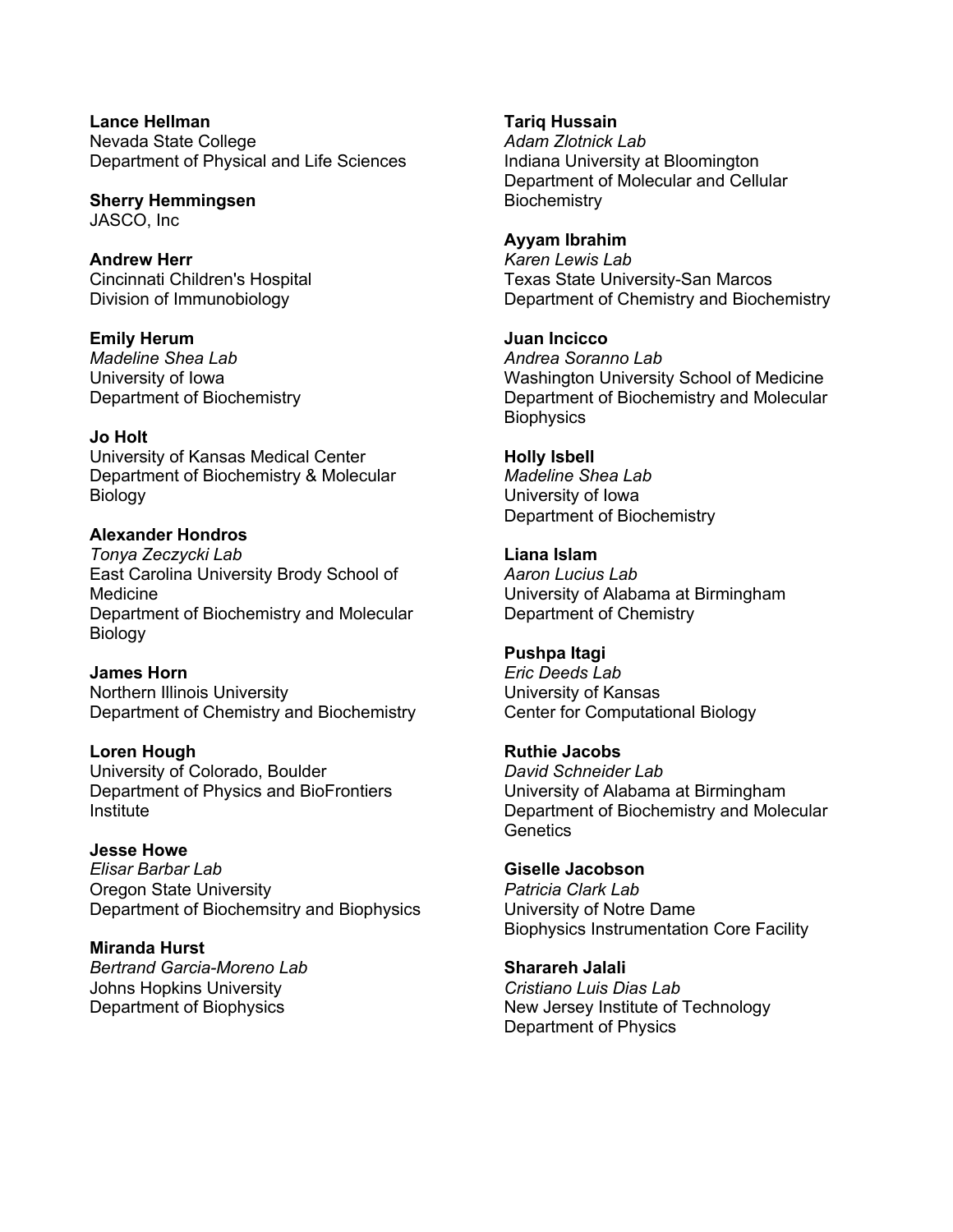**Lance Hellman**
Nevada State College
Department of Physical and Life Sciences

**Sherry Hemmingsen**
JASCO, Inc

**Andrew Herr**
Cincinnati Children's Hospital
Division of Immunobiology

**Emily Herum**
*Madeline Shea Lab*
University of Iowa
Department of Biochemistry

**Jo Holt**
University of Kansas Medical Center
Department of Biochemistry & Molecular Biology

**Alexander Hondros**
*Tonya Zeczycki Lab*
East Carolina University Brody School of Medicine
Department of Biochemistry and Molecular Biology

**James Horn**
Northern Illinois University
Department of Chemistry and Biochemistry

**Loren Hough**
University of Colorado, Boulder
Department of Physics and BioFrontiers Institute

**Jesse Howe**
*Elisar Barbar Lab*
Oregon State University
Department of Biochemsitry and Biophysics

**Miranda Hurst**
*Bertrand Garcia-Moreno Lab*
Johns Hopkins University
Department of Biophysics

**Tariq Hussain**
*Adam Zlotnick Lab*
Indiana University at Bloomington
Department of Molecular and Cellular Biochemistry

**Ayyam Ibrahim**
*Karen Lewis Lab*
Texas State University-San Marcos
Department of Chemistry and Biochemistry

**Juan Incicco**
*Andrea Soranno Lab*
Washington University School of Medicine
Department of Biochemistry and Molecular Biophysics

**Holly Isbell**
*Madeline Shea Lab*
University of Iowa
Department of Biochemistry

**Liana Islam**
*Aaron Lucius Lab*
University of Alabama at Birmingham
Department of Chemistry

**Pushpa Itagi**
*Eric Deeds Lab*
University of Kansas
Center for Computational Biology

**Ruthie Jacobs**
*David Schneider Lab*
University of Alabama at Birmingham
Department of Biochemistry and Molecular Genetics

**Giselle Jacobson**
*Patricia Clark Lab*
University of Notre Dame
Biophysics Instrumentation Core Facility

**Sharareh Jalali**
*Cristiano Luis Dias Lab*
New Jersey Institute of Technology
Department of Physics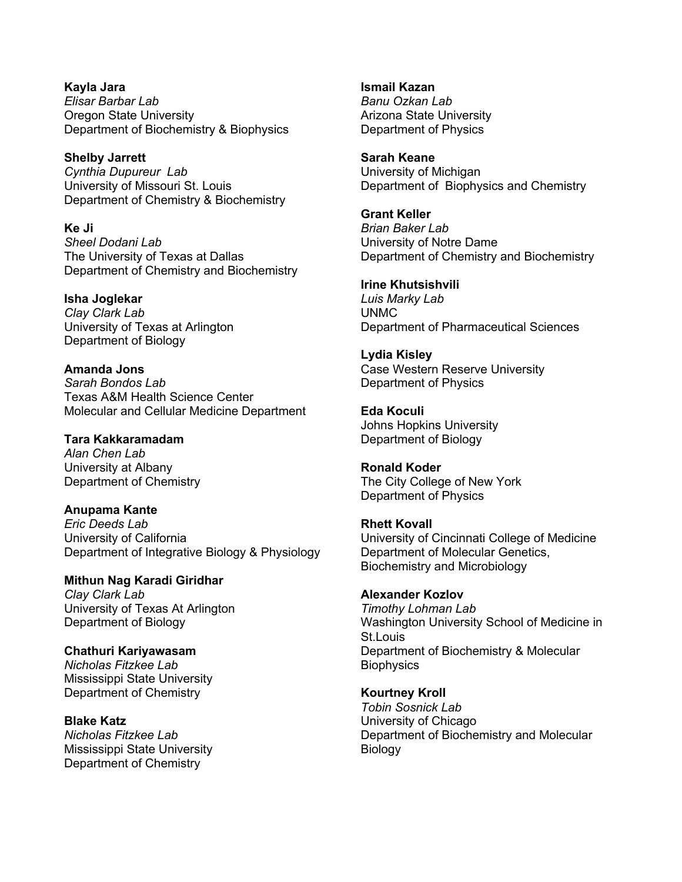**Kayla Jara**
*Elisar Barbar Lab*
Oregon State University
Department of Biochemistry & Biophysics

**Shelby Jarrett**
*Cynthia Dupureur Lab*
University of Missouri St. Louis
Department of Chemistry & Biochemistry

**Ke Ji**
*Sheel Dodani Lab*
The University of Texas at Dallas
Department of Chemistry and Biochemistry

**Isha Joglekar**
*Clay Clark Lab*
University of Texas at Arlington
Department of Biology

**Amanda Jons**
*Sarah Bondos Lab*
Texas A&M Health Science Center
Molecular and Cellular Medicine Department

**Tara Kakkaramadam**
*Alan Chen Lab*
University at Albany
Department of Chemistry

**Anupama Kante**
*Eric Deeds Lab*
University of California
Department of Integrative Biology & Physiology

**Mithun Nag Karadi Giridhar**
*Clay Clark Lab*
University of Texas At Arlington
Department of Biology

**Chathuri Kariyawasam**
*Nicholas Fitzkee Lab*
Mississippi State University
Department of Chemistry

**Blake Katz**
*Nicholas Fitzkee Lab*
Mississippi State University
Department of Chemistry

**Ismail Kazan**
*Banu Ozkan Lab*
Arizona State University
Department of Physics

**Sarah Keane**
University of Michigan
Department of Biophysics and Chemistry

**Grant Keller**
*Brian Baker Lab*
University of Notre Dame
Department of Chemistry and Biochemistry

**Irine Khutsishvili**
*Luis Marky Lab*
UNMC
Department of Pharmaceutical Sciences

**Lydia Kisley**
Case Western Reserve University
Department of Physics

**Eda Koculi**
Johns Hopkins University
Department of Biology

**Ronald Koder**
The City College of New York
Department of Physics

**Rhett Kovall**
University of Cincinnati College of Medicine
Department of Molecular Genetics, Biochemistry and Microbiology

**Alexander Kozlov**
*Timothy Lohman Lab*
Washington University School of Medicine in St.Louis
Department of Biochemistry & Molecular Biophysics

**Kourtney Kroll**
*Tobin Sosnick Lab*
University of Chicago
Department of Biochemistry and Molecular Biology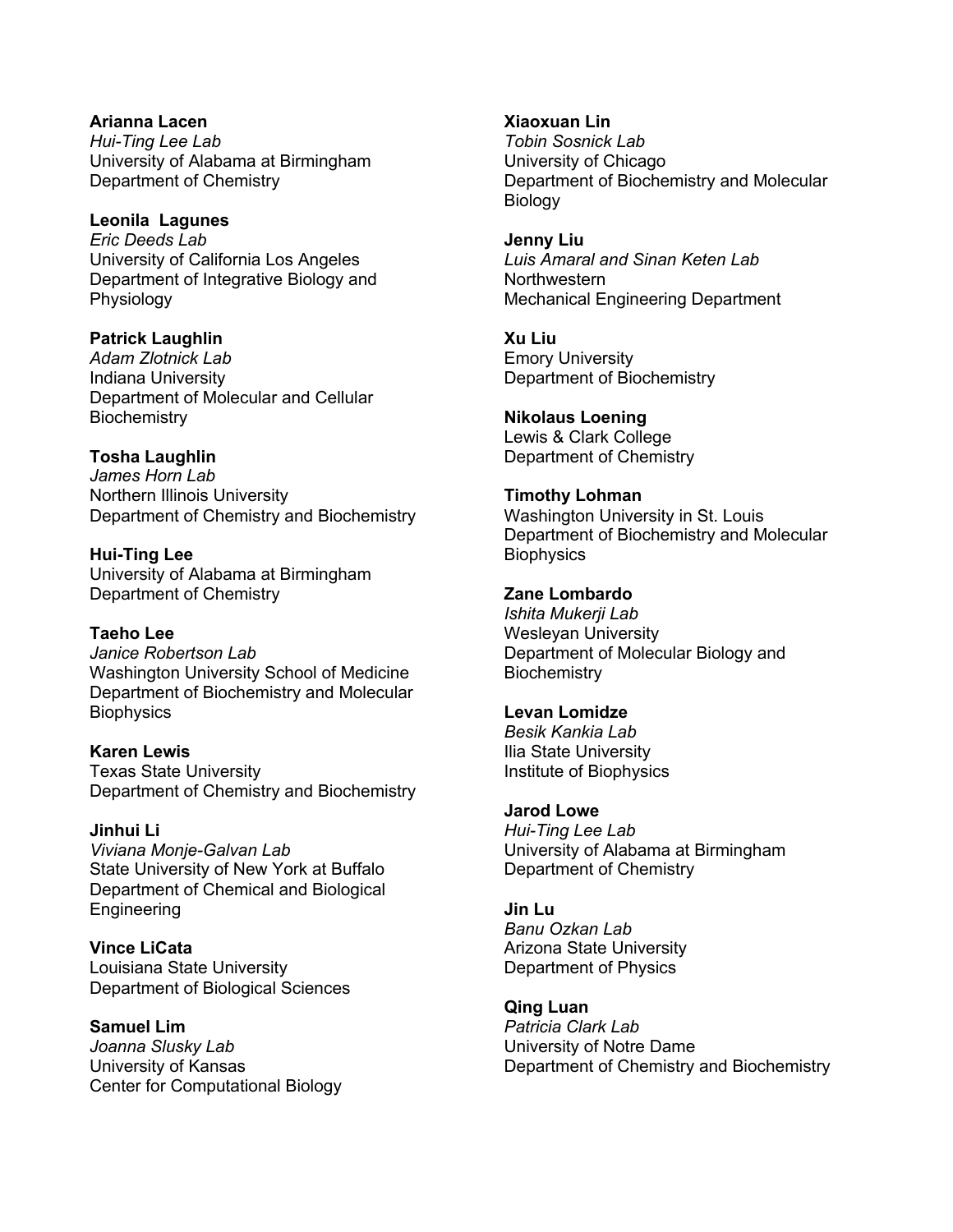**Arianna Lacen**
*Hui-Ting Lee Lab*
University of Alabama at Birmingham
Department of Chemistry

**Leonila Lagunes**
*Eric Deeds Lab*
University of California Los Angeles
Department of Integrative Biology and Physiology

**Patrick Laughlin**
*Adam Zlotnick Lab*
Indiana University
Department of Molecular and Cellular Biochemistry

**Tosha Laughlin**
*James Horn Lab*
Northern Illinois University
Department of Chemistry and Biochemistry

**Hui-Ting Lee**
University of Alabama at Birmingham
Department of Chemistry

**Taeho Lee**
*Janice Robertson Lab*
Washington University School of Medicine
Department of Biochemistry and Molecular Biophysics

**Karen Lewis**
Texas State University
Department of Chemistry and Biochemistry

**Jinhui Li**
*Viviana Monje-Galvan Lab*
State University of New York at Buffalo
Department of Chemical and Biological Engineering

**Vince LiCata**
Louisiana State University
Department of Biological Sciences

**Samuel Lim**
*Joanna Slusky Lab*
University of Kansas
Center for Computational Biology

**Xiaoxuan Lin**
*Tobin Sosnick Lab*
University of Chicago
Department of Biochemistry and Molecular Biology

**Jenny Liu**
*Luis Amaral and Sinan Keten Lab*
Northwestern
Mechanical Engineering Department

**Xu Liu**
Emory University
Department of Biochemistry

**Nikolaus Loening**
Lewis & Clark College
Department of Chemistry

**Timothy Lohman**
Washington University in St. Louis
Department of Biochemistry and Molecular Biophysics

**Zane Lombardo**
*Ishita Mukerji Lab*
Wesleyan University
Department of Molecular Biology and Biochemistry

**Levan Lomidze**
*Besik Kankia Lab*
Ilia State University
Institute of Biophysics

**Jarod Lowe**
*Hui-Ting Lee Lab*
University of Alabama at Birmingham
Department of Chemistry

**Jin Lu**
*Banu Ozkan Lab*
Arizona State University
Department of Physics

**Qing Luan**
*Patricia Clark Lab*
University of Notre Dame
Department of Chemistry and Biochemistry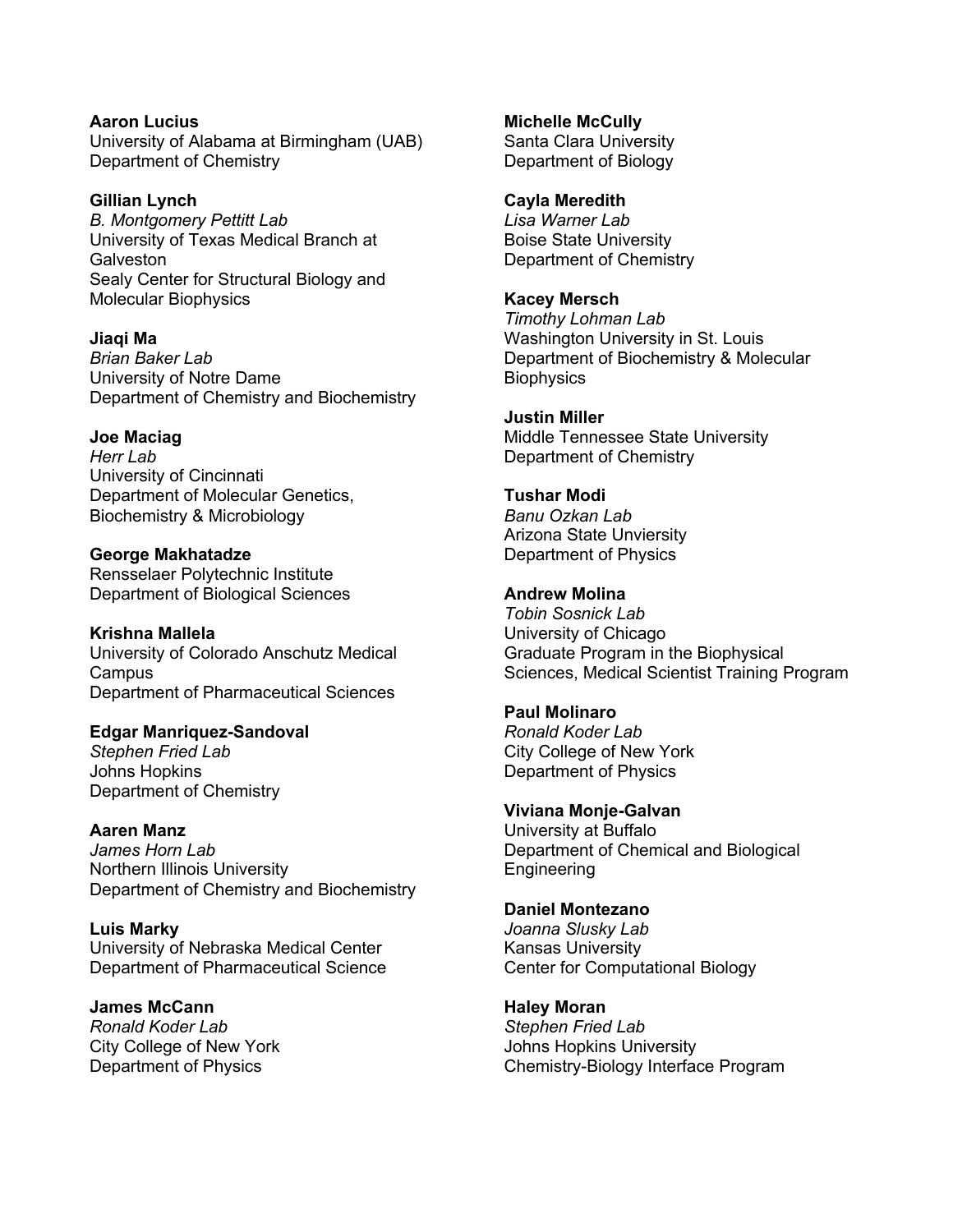**Aaron Lucius**
University of Alabama at Birmingham (UAB)
Department of Chemistry

**Gillian Lynch**
*B. Montgomery Pettitt Lab*
University of Texas Medical Branch at Galveston
Sealy Center for Structural Biology and Molecular Biophysics

**Jiaqi Ma**
*Brian Baker Lab*
University of Notre Dame
Department of Chemistry and Biochemistry

**Joe Maciag**
*Herr Lab*
University of Cincinnati
Department of Molecular Genetics, Biochemistry & Microbiology

**George Makhatadze**
Rensselaer Polytechnic Institute
Department of Biological Sciences

**Krishna Mallela**
University of Colorado Anschutz Medical Campus
Department of Pharmaceutical Sciences

**Edgar Manriquez-Sandoval**
*Stephen Fried Lab*
Johns Hopkins
Department of Chemistry

**Aaren Manz**
*James Horn Lab*
Northern Illinois University
Department of Chemistry and Biochemistry

**Luis Marky**
University of Nebraska Medical Center
Department of Pharmaceutical Science

**James McCann**
*Ronald Koder Lab*
City College of New York
Department of Physics

**Michelle McCully**
Santa Clara University
Department of Biology

**Cayla Meredith**
*Lisa Warner Lab*
Boise State University
Department of Chemistry

**Kacey Mersch**
*Timothy Lohman Lab*
Washington University in St. Louis
Department of Biochemistry & Molecular Biophysics

**Justin Miller**
Middle Tennessee State University
Department of Chemistry

**Tushar Modi**
*Banu Ozkan Lab*
Arizona State Unviersity
Department of Physics

**Andrew Molina**
*Tobin Sosnick Lab*
University of Chicago
Graduate Program in the Biophysical Sciences, Medical Scientist Training Program

**Paul Molinaro**
*Ronald Koder Lab*
City College of New York
Department of Physics

**Viviana Monje-Galvan**
University at Buffalo
Department of Chemical and Biological Engineering

**Daniel Montezano**
*Joanna Slusky Lab*
Kansas University
Center for Computational Biology

**Haley Moran**
*Stephen Fried Lab*
Johns Hopkins University
Chemistry-Biology Interface Program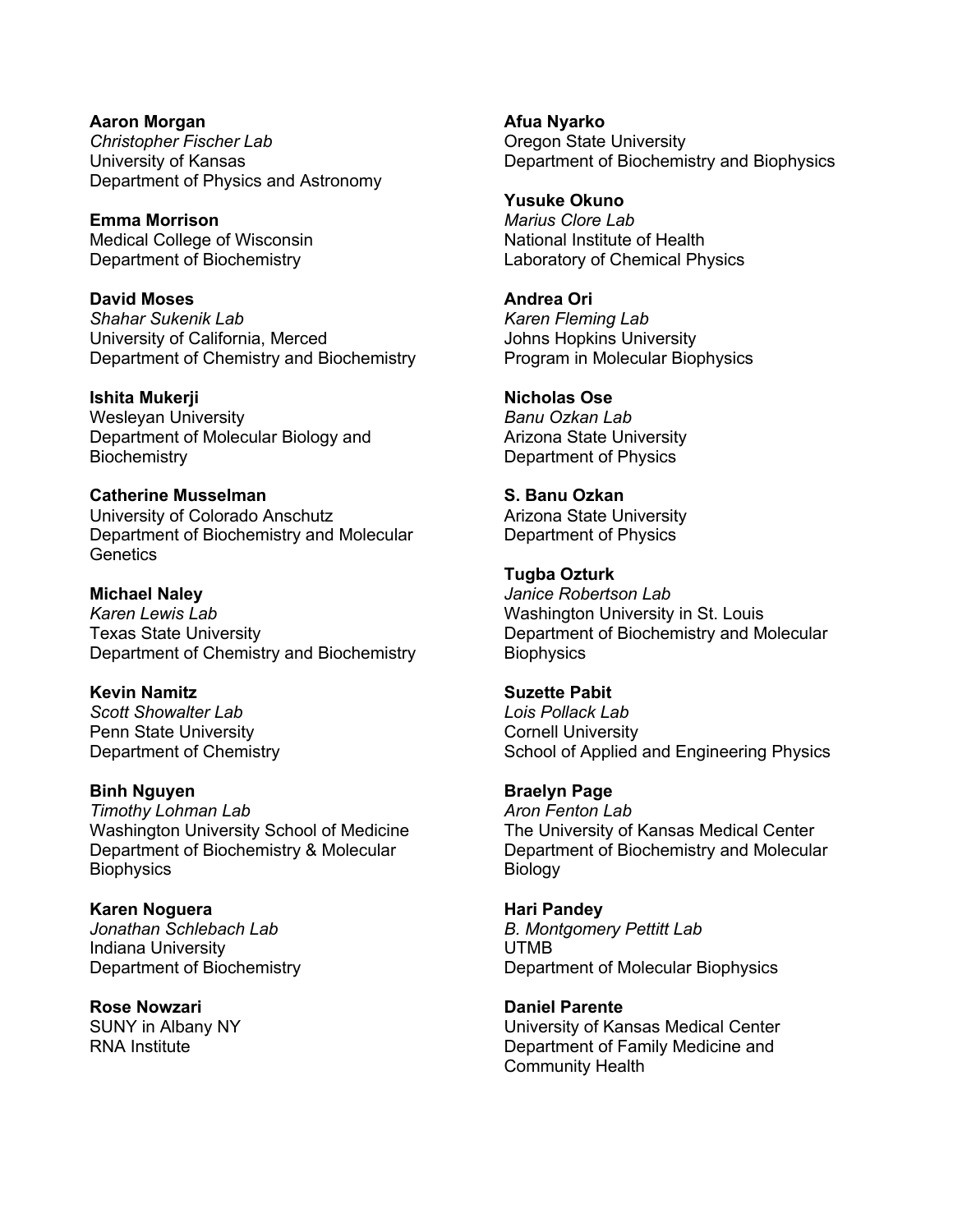**Aaron Morgan**
*Christopher Fischer Lab*
University of Kansas
Department of Physics and Astronomy

**Emma Morrison**
Medical College of Wisconsin
Department of Biochemistry

**David Moses**
*Shahar Sukenik Lab*
University of California, Merced
Department of Chemistry and Biochemistry

**Ishita Mukerji**
Wesleyan University
Department of Molecular Biology and Biochemistry

**Catherine Musselman**
University of Colorado Anschutz
Department of Biochemistry and Molecular Genetics

**Michael Naley**
*Karen Lewis Lab*
Texas State University
Department of Chemistry and Biochemistry

**Kevin Namitz**
*Scott Showalter Lab*
Penn State University
Department of Chemistry

**Binh Nguyen**
*Timothy Lohman Lab*
Washington University School of Medicine
Department of Biochemistry & Molecular Biophysics

**Karen Noguera**
*Jonathan Schlebach Lab*
Indiana University
Department of Biochemistry

**Rose Nowzari**
SUNY in Albany NY
RNA Institute

**Afua Nyarko**
Oregon State University
Department of Biochemistry and Biophysics

**Yusuke Okuno**
*Marius Clore Lab*
National Institute of Health
Laboratory of Chemical Physics

**Andrea Ori**
*Karen Fleming Lab*
Johns Hopkins University
Program in Molecular Biophysics

**Nicholas Ose**
*Banu Ozkan Lab*
Arizona State University
Department of Physics

**S. Banu Ozkan**
Arizona State University
Department of Physics

**Tugba Ozturk**
*Janice Robertson Lab*
Washington University in St. Louis
Department of Biochemistry and Molecular Biophysics

**Suzette Pabit**
*Lois Pollack Lab*
Cornell University
School of Applied and Engineering Physics

**Braelyn Page**
*Aron Fenton Lab*
The University of Kansas Medical Center
Department of Biochemistry and Molecular Biology

**Hari Pandey**
*B. Montgomery Pettitt Lab*
UTMB
Department of Molecular Biophysics

**Daniel Parente**
University of Kansas Medical Center
Department of Family Medicine and Community Health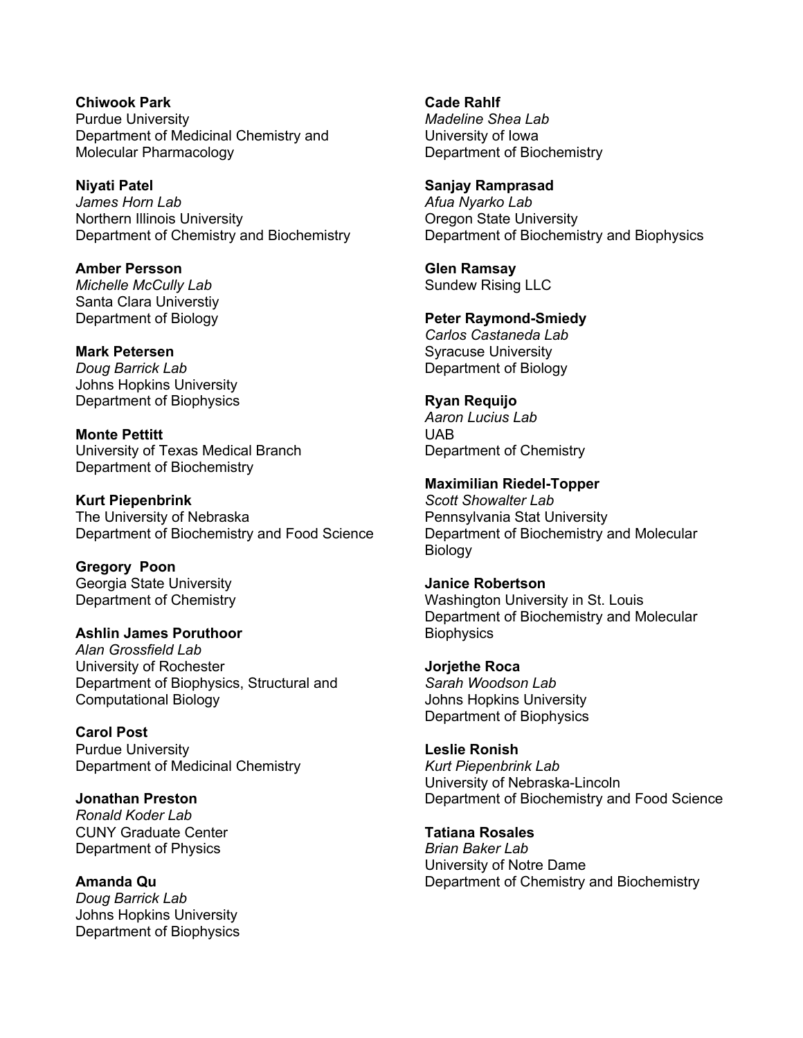**Chiwook Park**
Purdue University
Department of Medicinal Chemistry and Molecular Pharmacology

**Niyati Patel**
*James Horn Lab*
Northern Illinois University
Department of Chemistry and Biochemistry

**Amber Persson**
*Michelle McCully Lab*
Santa Clara Universtiy
Department of Biology

**Mark Petersen**
*Doug Barrick Lab*
Johns Hopkins University
Department of Biophysics

**Monte Pettitt**
University of Texas Medical Branch
Department of Biochemistry

**Kurt Piepenbrink**
The University of Nebraska
Department of Biochemistry and Food Science

**Gregory Poon**
Georgia State University
Department of Chemistry

**Ashlin James Poruthoor**
*Alan Grossfield Lab*
University of Rochester
Department of Biophysics, Structural and Computational Biology

**Carol Post**
Purdue University
Department of Medicinal Chemistry

**Jonathan Preston**
*Ronald Koder Lab*
CUNY Graduate Center
Department of Physics

**Amanda Qu**
*Doug Barrick Lab*
Johns Hopkins University
Department of Biophysics

**Cade Rahlf**
*Madeline Shea Lab*
University of Iowa
Department of Biochemistry

**Sanjay Ramprasad**
*Afua Nyarko Lab*
Oregon State University
Department of Biochemistry and Biophysics

**Glen Ramsay**
Sundew Rising LLC

**Peter Raymond-Smiedy**
*Carlos Castaneda Lab*
Syracuse University
Department of Biology

**Ryan Requijo**
*Aaron Lucius Lab*
UAB
Department of Chemistry

**Maximilian Riedel-Topper**
*Scott Showalter Lab*
Pennsylvania Stat University
Department of Biochemistry and Molecular Biology

**Janice Robertson**
Washington University in St. Louis
Department of Biochemistry and Molecular Biophysics

**Jorjethe Roca**
*Sarah Woodson Lab*
Johns Hopkins University
Department of Biophysics

**Leslie Ronish**
*Kurt Piepenbrink Lab*
University of Nebraska-Lincoln
Department of Biochemistry and Food Science

**Tatiana Rosales**
*Brian Baker Lab*
University of Notre Dame
Department of Chemistry and Biochemistry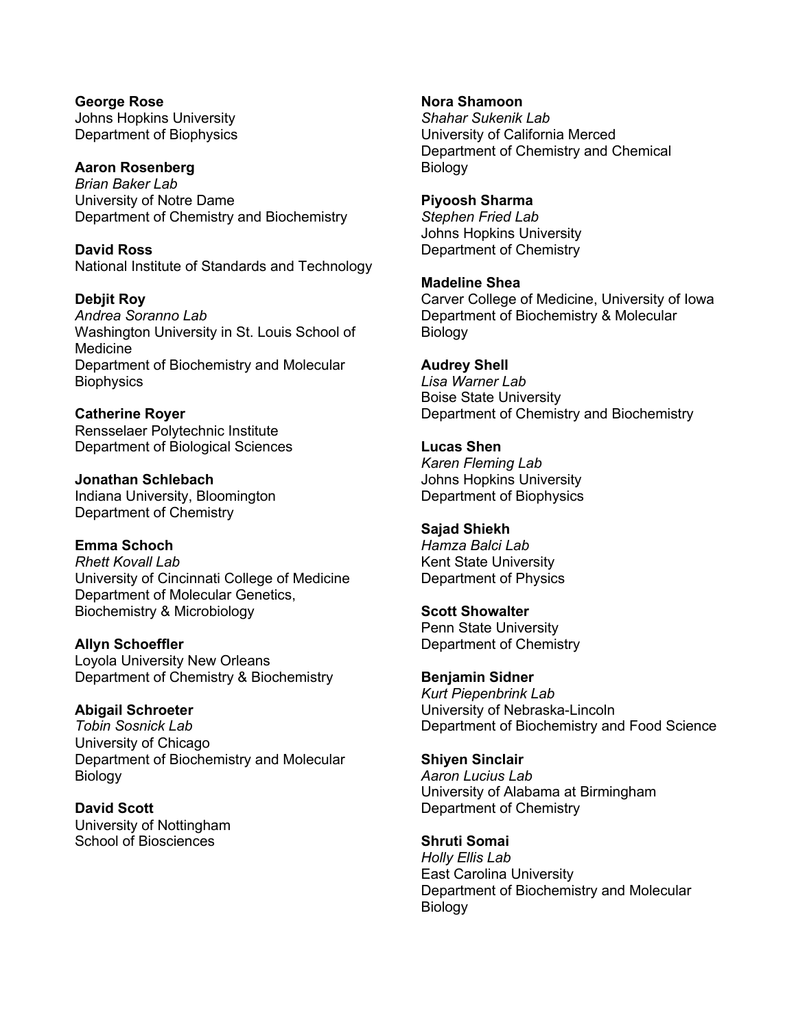**George Rose**
Johns Hopkins University
Department of Biophysics

**Aaron Rosenberg**
*Brian Baker Lab*
University of Notre Dame
Department of Chemistry and Biochemistry

**David Ross**
National Institute of Standards and Technology

**Debjit Roy**
*Andrea Soranno Lab*
Washington University in St. Louis School of Medicine
Department of Biochemistry and Molecular Biophysics

**Catherine Royer**
Rensselaer Polytechnic Institute
Department of Biological Sciences

**Jonathan Schlebach**
Indiana University, Bloomington
Department of Chemistry

**Emma Schoch**
*Rhett Kovall Lab*
University of Cincinnati College of Medicine
Department of Molecular Genetics, Biochemistry & Microbiology

**Allyn Schoeffler**
Loyola University New Orleans
Department of Chemistry & Biochemistry

**Abigail Schroeter**
*Tobin Sosnick Lab*
University of Chicago
Department of Biochemistry and Molecular Biology

**David Scott**
University of Nottingham
School of Biosciences

**Nora Shamoon**
*Shahar Sukenik Lab*
University of California Merced
Department of Chemistry and Chemical Biology

**Piyoosh Sharma**
*Stephen Fried Lab*
Johns Hopkins University
Department of Chemistry

**Madeline Shea**
Carver College of Medicine, University of Iowa
Department of Biochemistry & Molecular Biology

**Audrey Shell**
*Lisa Warner Lab*
Boise State University
Department of Chemistry and Biochemistry

**Lucas Shen**
*Karen Fleming Lab*
Johns Hopkins University
Department of Biophysics

**Sajad Shiekh**
*Hamza Balci Lab*
Kent State University
Department of Physics

**Scott Showalter**
Penn State University
Department of Chemistry

**Benjamin Sidner**
*Kurt Piepenbrink Lab*
University of Nebraska-Lincoln
Department of Biochemistry and Food Science

**Shiyen Sinclair**
*Aaron Lucius Lab*
University of Alabama at Birmingham
Department of Chemistry

**Shruti Somai**
*Holly Ellis Lab*
East Carolina University
Department of Biochemistry and Molecular Biology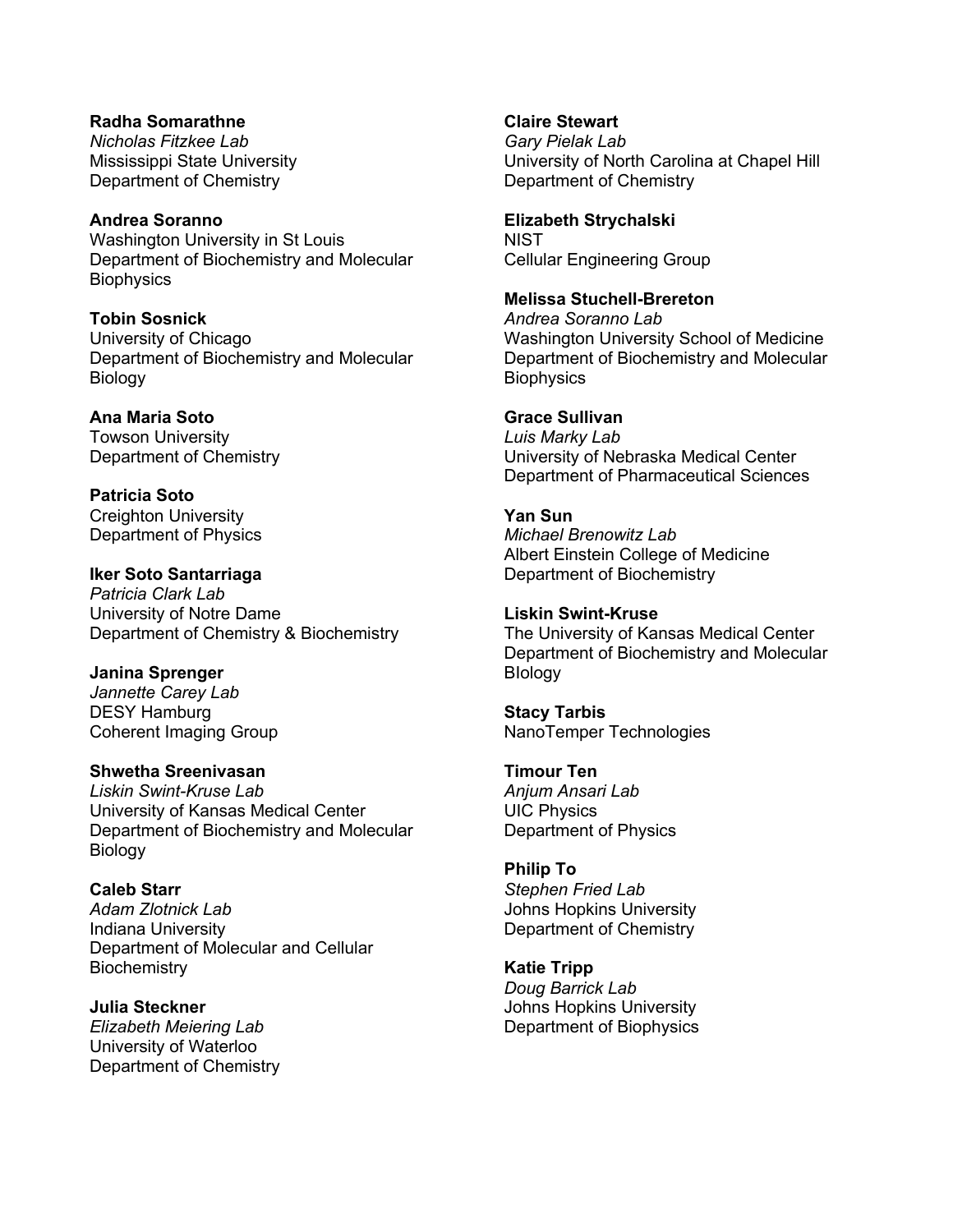**Radha Somarathne**
*Nicholas Fitzkee Lab*
Mississippi State University
Department of Chemistry

**Andrea Soranno**
Washington University in St Louis
Department of Biochemistry and Molecular Biophysics

**Tobin Sosnick**
University of Chicago
Department of Biochemistry and Molecular Biology

**Ana Maria Soto**
Towson University
Department of Chemistry

**Patricia Soto**
Creighton University
Department of Physics

**Iker Soto Santarriaga**
*Patricia Clark Lab*
University of Notre Dame
Department of Chemistry & Biochemistry

**Janina Sprenger**
*Jannette Carey Lab*
DESY Hamburg
Coherent Imaging Group

**Shwetha Sreenivasan**
*Liskin Swint-Kruse Lab*
University of Kansas Medical Center
Department of Biochemistry and Molecular Biology

**Caleb Starr**
*Adam Zlotnick Lab*
Indiana University
Department of Molecular and Cellular Biochemistry

**Julia Steckner**
*Elizabeth Meiering Lab*
University of Waterloo
Department of Chemistry

**Claire Stewart**
*Gary Pielak Lab*
University of North Carolina at Chapel Hill
Department of Chemistry

**Elizabeth Strychalski**
NIST
Cellular Engineering Group

**Melissa Stuchell-Brereton**
*Andrea Soranno Lab*
Washington University School of Medicine
Department of Biochemistry and Molecular Biophysics

**Grace Sullivan**
*Luis Marky Lab*
University of Nebraska Medical Center
Department of Pharmaceutical Sciences

**Yan Sun**
*Michael Brenowitz Lab*
Albert Einstein College of Medicine
Department of Biochemistry

**Liskin Swint-Kruse**
The University of Kansas Medical Center
Department of Biochemistry and Molecular BIology

**Stacy Tarbis**
NanoTemper Technologies

**Timour Ten**
*Anjum Ansari Lab*
UIC Physics
Department of Physics

**Philip To**
*Stephen Fried Lab*
Johns Hopkins University
Department of Chemistry

**Katie Tripp**
*Doug Barrick Lab*
Johns Hopkins University
Department of Biophysics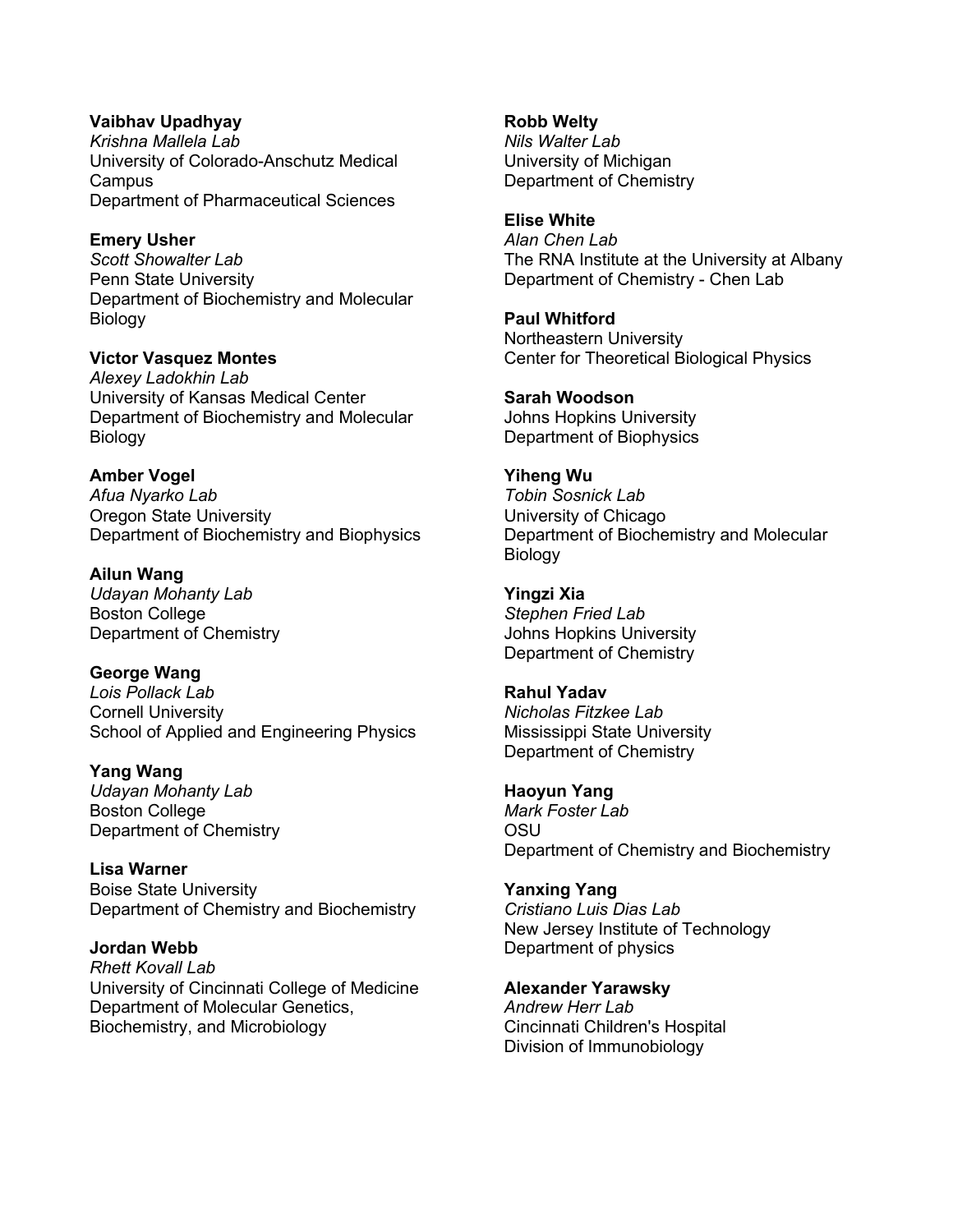**Vaibhav Upadhyay**
*Krishna Mallela Lab*
University of Colorado-Anschutz Medical Campus
Department of Pharmaceutical Sciences

**Emery Usher**
*Scott Showalter Lab*
Penn State University
Department of Biochemistry and Molecular Biology

**Victor Vasquez Montes**
*Alexey Ladokhin Lab*
University of Kansas Medical Center
Department of Biochemistry and Molecular Biology

**Amber Vogel**
*Afua Nyarko Lab*
Oregon State University
Department of Biochemistry and Biophysics

**Ailun Wang**
*Udayan Mohanty Lab*
Boston College
Department of Chemistry

**George Wang**
*Lois Pollack Lab*
Cornell University
School of Applied and Engineering Physics

**Yang Wang**
*Udayan Mohanty Lab*
Boston College
Department of Chemistry

**Lisa Warner**
Boise State University
Department of Chemistry and Biochemistry

**Jordan Webb**
*Rhett Kovall Lab*
University of Cincinnati College of Medicine
Department of Molecular Genetics, Biochemistry, and Microbiology

**Robb Welty**
*Nils Walter Lab*
University of Michigan
Department of Chemistry

**Elise White**
*Alan Chen Lab*
The RNA Institute at the University at Albany
Department of Chemistry - Chen Lab

**Paul Whitford**
Northeastern University
Center for Theoretical Biological Physics

**Sarah Woodson**
Johns Hopkins University
Department of Biophysics

**Yiheng Wu**
*Tobin Sosnick Lab*
University of Chicago
Department of Biochemistry and Molecular Biology

**Yingzi Xia**
*Stephen Fried Lab*
Johns Hopkins University
Department of Chemistry

**Rahul Yadav**
*Nicholas Fitzkee Lab*
Mississippi State University
Department of Chemistry

**Haoyun Yang**
*Mark Foster Lab*
OSU
Department of Chemistry and Biochemistry

**Yanxing Yang**
*Cristiano Luis Dias Lab*
New Jersey Institute of Technology
Department of physics

**Alexander Yarawsky**
*Andrew Herr Lab*
Cincinnati Children's Hospital
Division of Immunobiology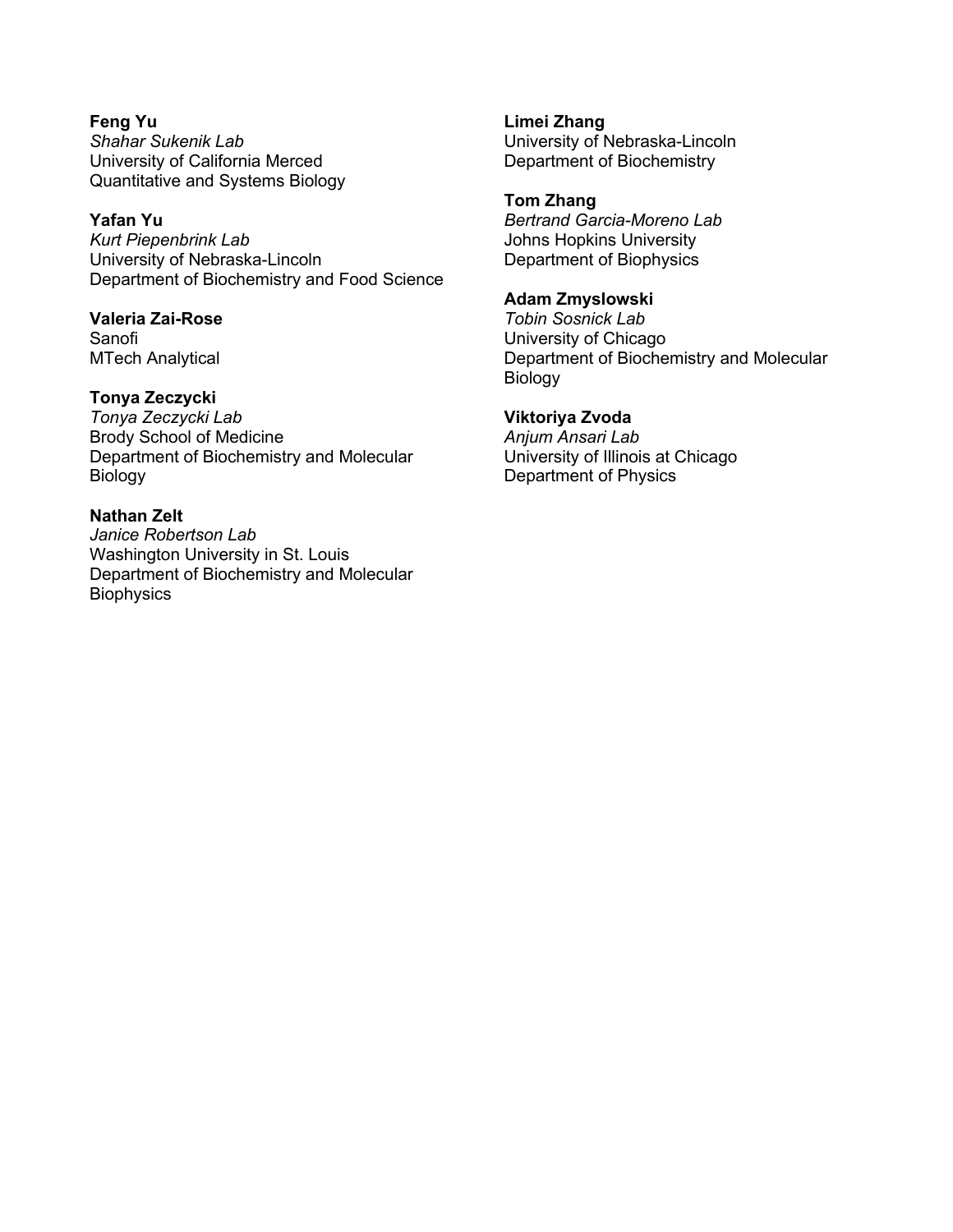**Feng Yu**
*Shahar Sukenik Lab*
University of California Merced
Quantitative and Systems Biology

**Yafan Yu**
*Kurt Piepenbrink Lab*
University of Nebraska-Lincoln
Department of Biochemistry and Food Science

**Valeria Zai-Rose**
Sanofi
MTech Analytical

**Tonya Zeczycki**
*Tonya Zeczycki Lab*
Brody School of Medicine
Department of Biochemistry and Molecular Biology

**Nathan Zelt**
*Janice Robertson Lab*
Washington University in St. Louis
Department of Biochemistry and Molecular Biophysics

**Limei Zhang**
University of Nebraska-Lincoln
Department of Biochemistry

**Tom Zhang**
*Bertrand Garcia-Moreno Lab*
Johns Hopkins University
Department of Biophysics

**Adam Zmyslowski**
*Tobin Sosnick Lab*
University of Chicago
Department of Biochemistry and Molecular Biology

**Viktoriya Zvoda**
*Anjum Ansari Lab*
University of Illinois at Chicago
Department of Physics